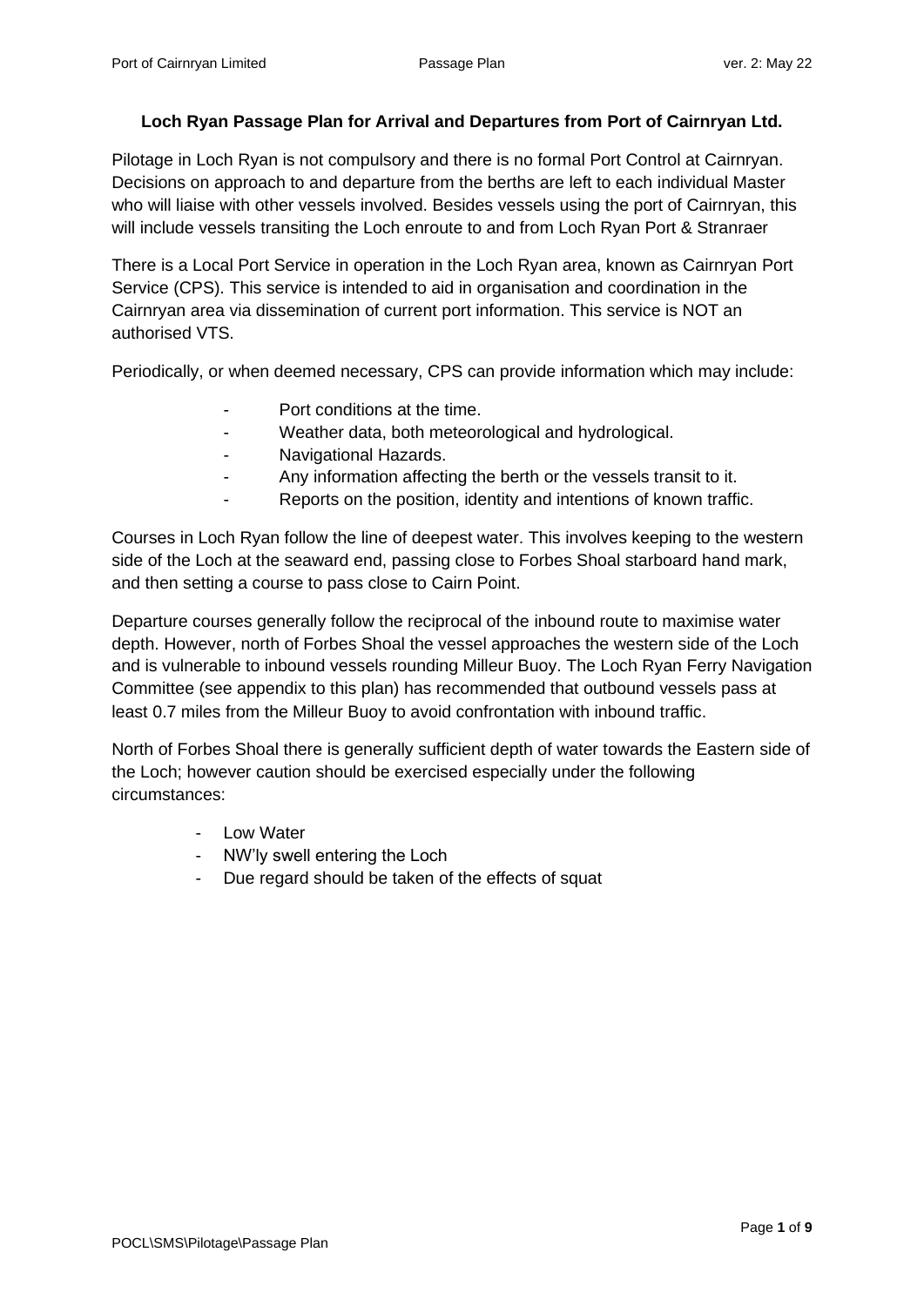**Loch Ryan Passage Plan for Arrival and Departures from Port of Cairnryan Ltd.**

Pilotage in Loch Ryan is not compulsory and there is no formal Port Control at Cairnryan. Decisions on approach to and departure from the berths are left to each individual Master who will liaise with other vessels involved. Besides vessels using the port of Cairnryan, this will include vessels transiting the Loch enroute to and from Loch Ryan Port & Stranraer

There is a Local Port Service in operation in the Loch Ryan area, known as Cairnryan Port Service (CPS). This service is intended to aid in organisation and coordination in the Cairnryan area via dissemination of current port information. This service is NOT an authorised VTS.

Periodically, or when deemed necessary, CPS can provide information which may include:

- Port conditions at the time.
- Weather data, both meteorological and hydrological.
- Navigational Hazards.
- Any information affecting the berth or the vessels transit to it.
- Reports on the position, identity and intentions of known traffic.

Courses in Loch Ryan follow the line of deepest water. This involves keeping to the western side of the Loch at the seaward end, passing close to Forbes Shoal starboard hand mark, and then setting a course to pass close to Cairn Point.

Departure courses generally follow the reciprocal of the inbound route to maximise water depth. However, north of Forbes Shoal the vessel approaches the western side of the Loch and is vulnerable to inbound vessels rounding Milleur Buoy. The Loch Ryan Ferry Navigation Committee (see appendix to this plan) has recommended that outbound vessels pass at least 0.7 miles from the Milleur Buoy to avoid confrontation with inbound traffic.

North of Forbes Shoal there is generally sufficient depth of water towards the Eastern side of the Loch; however caution should be exercised especially under the following circumstances:

- Low Water
- NW'ly swell entering the Loch
- Due regard should be taken of the effects of squat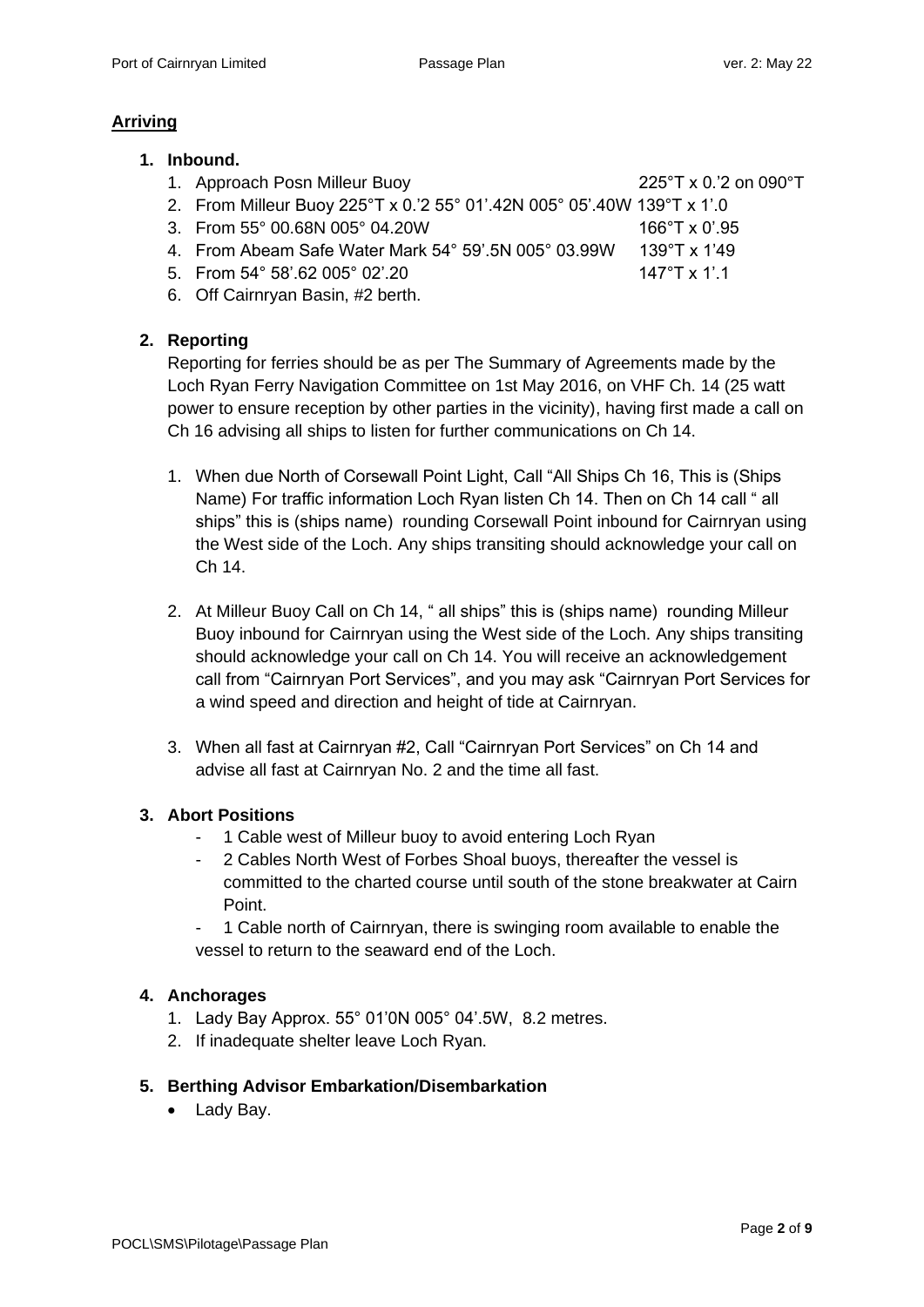## Arriving

### 1. Inbound.

1. Approach Posn Milleur Buoy 225°T x 0.'2 on 090°T
2. From Milleur Buoy 225°T x 0.'2 55° 01'.42N 005° 05'.40W 139°T x 1'.0
3. From 55° 00.68N 005° 04.20W 166°T x 0'.95
4. From Abeam Safe Water Mark 54° 59'.5N 005° 03.99W 139°T x 1'49
5. From 54° 58'.62 005° 02'.20 147°T x 1'.1
6. Off Cairnryan Basin, #2 berth.

### 2. Reporting

Reporting for ferries should be as per The Summary of Agreements made by the Loch Ryan Ferry Navigation Committee on 1st May 2016, on VHF Ch. 14 (25 watt power to ensure reception by other parties in the vicinity), having first made a call on Ch 16 advising all ships to listen for further communications on Ch 14.

1. When due North of Corsewall Point Light, Call "All Ships Ch 16, This is (Ships Name) For traffic information Loch Ryan listen Ch 14. Then on Ch 14 call " all ships" this is (ships name) rounding Corsewall Point inbound for Cairnryan using the West side of the Loch. Any ships transiting should acknowledge your call on Ch 14.

2. At Milleur Buoy Call on Ch 14, " all ships" this is (ships name) rounding Milleur Buoy inbound for Cairnryan using the West side of the Loch. Any ships transiting should acknowledge your call on Ch 14. You will receive an acknowledgement call from "Cairnryan Port Services", and you may ask "Cairnryan Port Services for a wind speed and direction and height of tide at Cairnryan.

3. When all fast at Cairnryan #2, Call "Cairnryan Port Services" on Ch 14 and advise all fast at Cairnryan No. 2 and the time all fast.

### 3. Abort Positions

- 1 Cable west of Milleur buoy to avoid entering Loch Ryan
- 2 Cables North West of Forbes Shoal buoys, thereafter the vessel is committed to the charted course until south of the stone breakwater at Cairn Point.
- 1 Cable north of Cairnryan, there is swinging room available to enable the vessel to return to the seaward end of the Loch.

### 4. Anchorages

1. Lady Bay Approx. 55° 01'0N 005° 04'.5W, 8.2 metres.
2. If inadequate shelter leave Loch Ryan.

### 5. Berthing Advisor Embarkation/Disembarkation

- Lady Bay.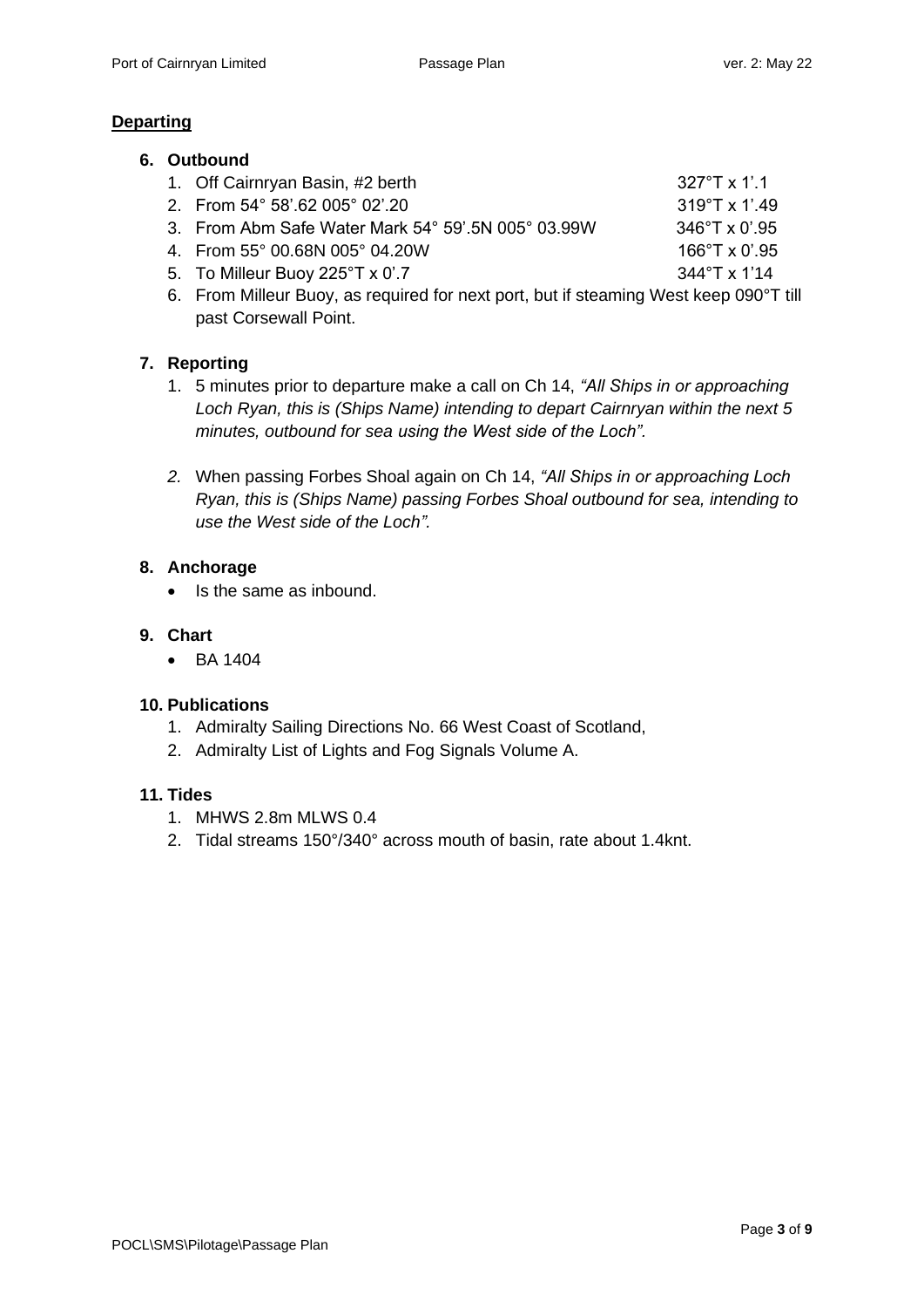## Departing

### 6. Outbound

1. Off Cairnryan Basin, #2 berth 327°T x 1'.1
2. From 54° 58'.62 005° 02'.20 319°T x 1'.49
3. From Abm Safe Water Mark 54° 59'.5N 005° 03.99W 346°T x 0'.95
4. From 55° 00.68N 005° 04.20W 166°T x 0'.95
5. To Milleur Buoy 225°T x 0'.7 344°T x 1'14
6. From Milleur Buoy, as required for next port, but if steaming West keep 090°T till past Corsewall Point.

### 7. Reporting

1. 5 minutes prior to departure make a call on Ch 14, *"All Ships in or approaching Loch Ryan, this is (Ships Name) intending to depart Cairnryan within the next 5 minutes, outbound for sea using the West side of the Loch".*
2. When passing Forbes Shoal again on Ch 14, *"All Ships in or approaching Loch Ryan, this is (Ships Name) passing Forbes Shoal outbound for sea, intending to use the West side of the Loch".*

### 8. Anchorage

- Is the same as inbound.

### 9. Chart

- BA 1404

### 10. Publications

1. Admiralty Sailing Directions No. 66 West Coast of Scotland,
2. Admiralty List of Lights and Fog Signals Volume A.

### 11. Tides

1. MHWS 2.8m MLWS 0.4
2. Tidal streams 150°/340° across mouth of basin, rate about 1.4knt.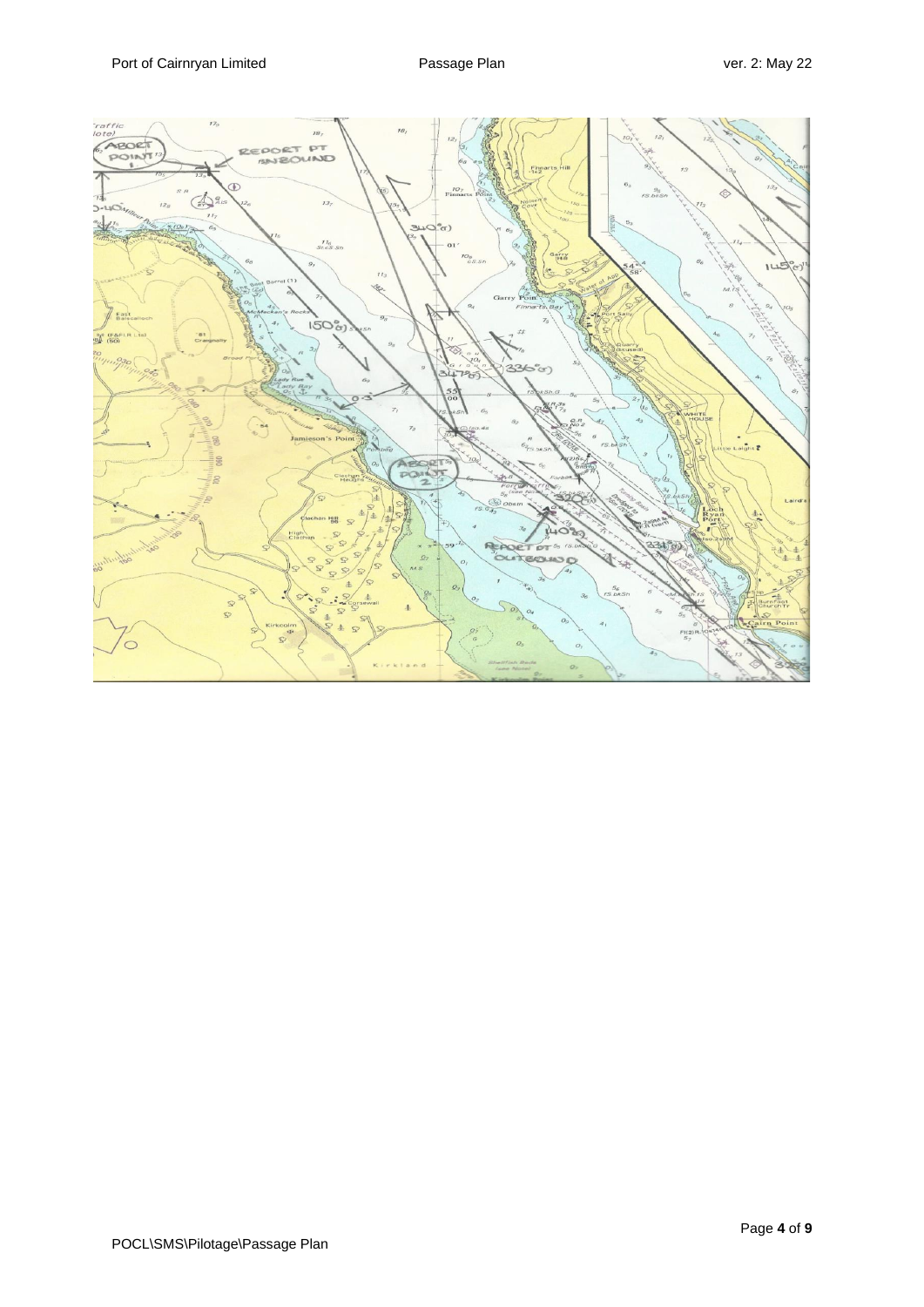ABORT POINT 1

REPORT PT INBOUND

340°(T)

150°(T)

347°(T)

336°(T)

145°(T)

ABORT POINT 2

140°(T)

REPORT PT OUTBOUND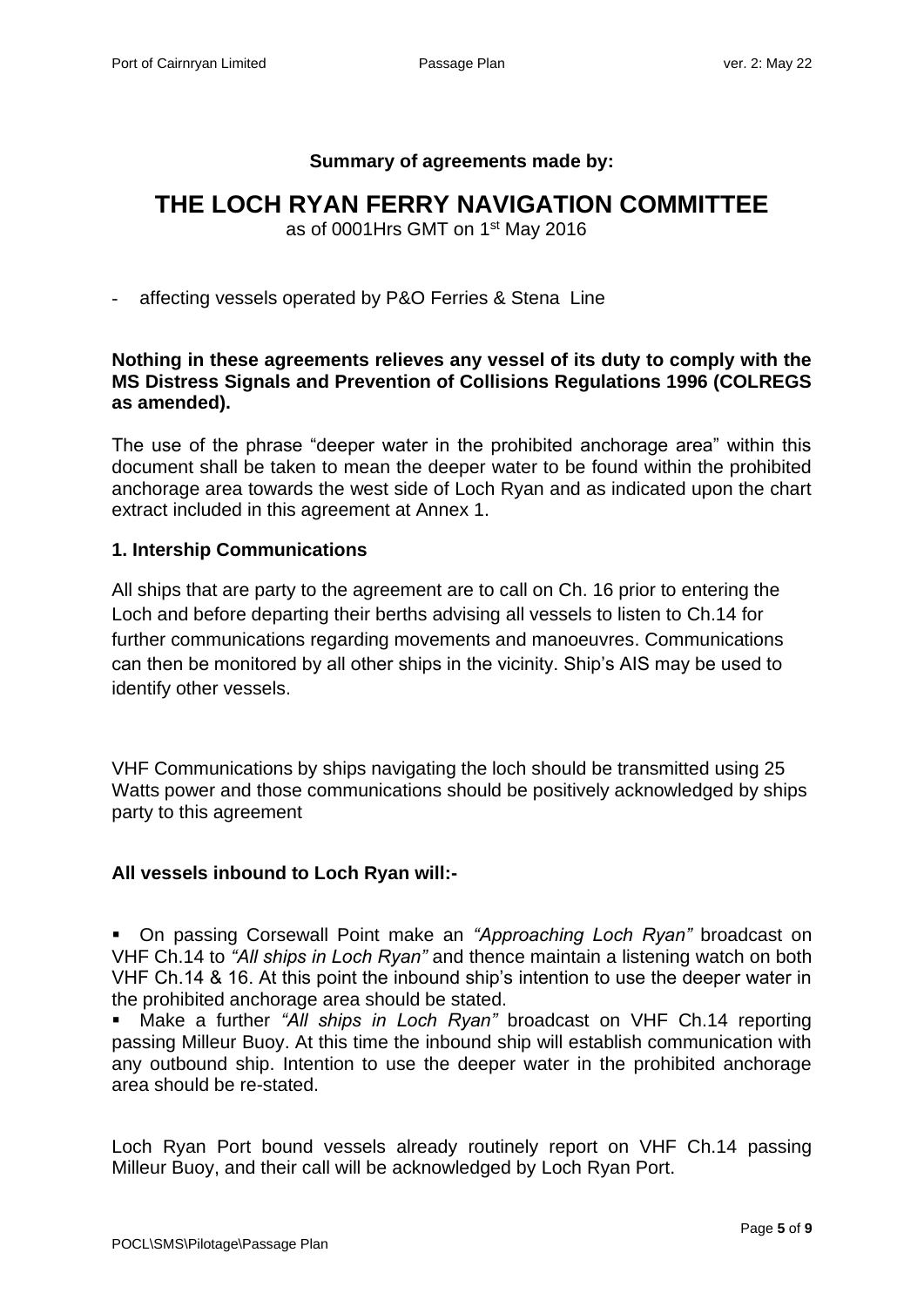**Summary of agreements made by:**

# THE LOCH RYAN FERRY NAVIGATION COMMITTEE

as of 0001Hrs GMT on 1st May 2016

- affecting vessels operated by P&O Ferries & Stena Line

**Nothing in these agreements relieves any vessel of its duty to comply with the MS Distress Signals and Prevention of Collisions Regulations 1996 (COLREGS as amended).**

The use of the phrase "deeper water in the prohibited anchorage area" within this document shall be taken to mean the deeper water to be found within the prohibited anchorage area towards the west side of Loch Ryan and as indicated upon the chart extract included in this agreement at Annex 1.

## 1. Intership Communications

All ships that are party to the agreement are to call on Ch. 16 prior to entering the Loch and before departing their berths advising all vessels to listen to Ch.14 for further communications regarding movements and manoeuvres. Communications can then be monitored by all other ships in the vicinity. Ship's AIS may be used to identify other vessels.

VHF Communications by ships navigating the loch should be transmitted using 25 Watts power and those communications should be positively acknowledged by ships party to this agreement

**All vessels inbound to Loch Ryan will:-**

- On passing Corsewall Point make an *"Approaching Loch Ryan"* broadcast on VHF Ch.14 to *"All ships in Loch Ryan"* and thence maintain a listening watch on both VHF Ch.14 & 16. At this point the inbound ship's intention to use the deeper water in the prohibited anchorage area should be stated.
- Make a further *"All ships in Loch Ryan"* broadcast on VHF Ch.14 reporting passing Milleur Buoy. At this time the inbound ship will establish communication with any outbound ship. Intention to use the deeper water in the prohibited anchorage area should be re-stated.

Loch Ryan Port bound vessels already routinely report on VHF Ch.14 passing Milleur Buoy, and their call will be acknowledged by Loch Ryan Port.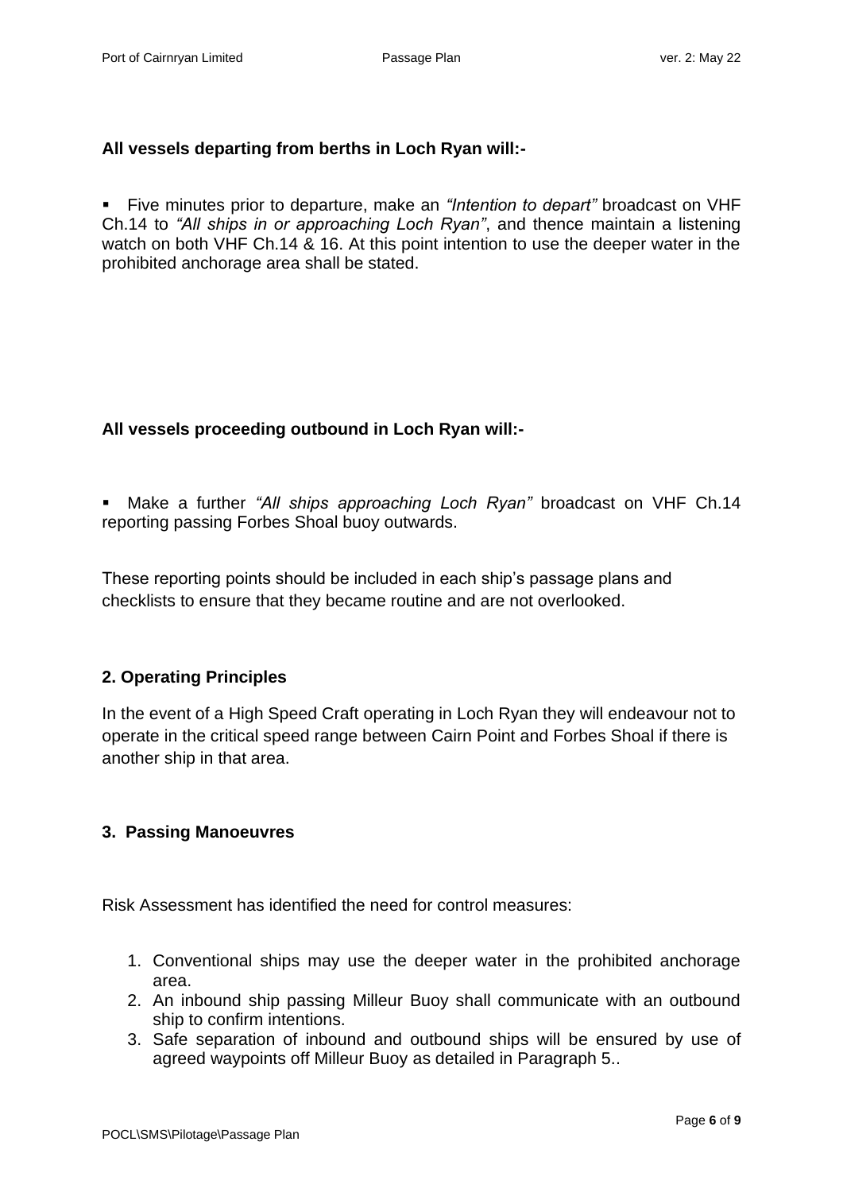**All vessels departing from berths in Loch Ryan will:-**

- Five minutes prior to departure, make an *"Intention to depart"* broadcast on VHF Ch.14 to *"All ships in or approaching Loch Ryan"*, and thence maintain a listening watch on both VHF Ch.14 & 16. At this point intention to use the deeper water in the prohibited anchorage area shall be stated.

**All vessels proceeding outbound in Loch Ryan will:-**

- Make a further *"All ships approaching Loch Ryan"* broadcast on VHF Ch.14 reporting passing Forbes Shoal buoy outwards.

These reporting points should be included in each ship's passage plans and checklists to ensure that they became routine and are not overlooked.

### 2. Operating Principles

In the event of a High Speed Craft operating in Loch Ryan they will endeavour not to operate in the critical speed range between Cairn Point and Forbes Shoal if there is another ship in that area.

### 3. Passing Manoeuvres

Risk Assessment has identified the need for control measures:

1. Conventional ships may use the deeper water in the prohibited anchorage area.
2. An inbound ship passing Milleur Buoy shall communicate with an outbound ship to confirm intentions.
3. Safe separation of inbound and outbound ships will be ensured by use of agreed waypoints off Milleur Buoy as detailed in Paragraph 5..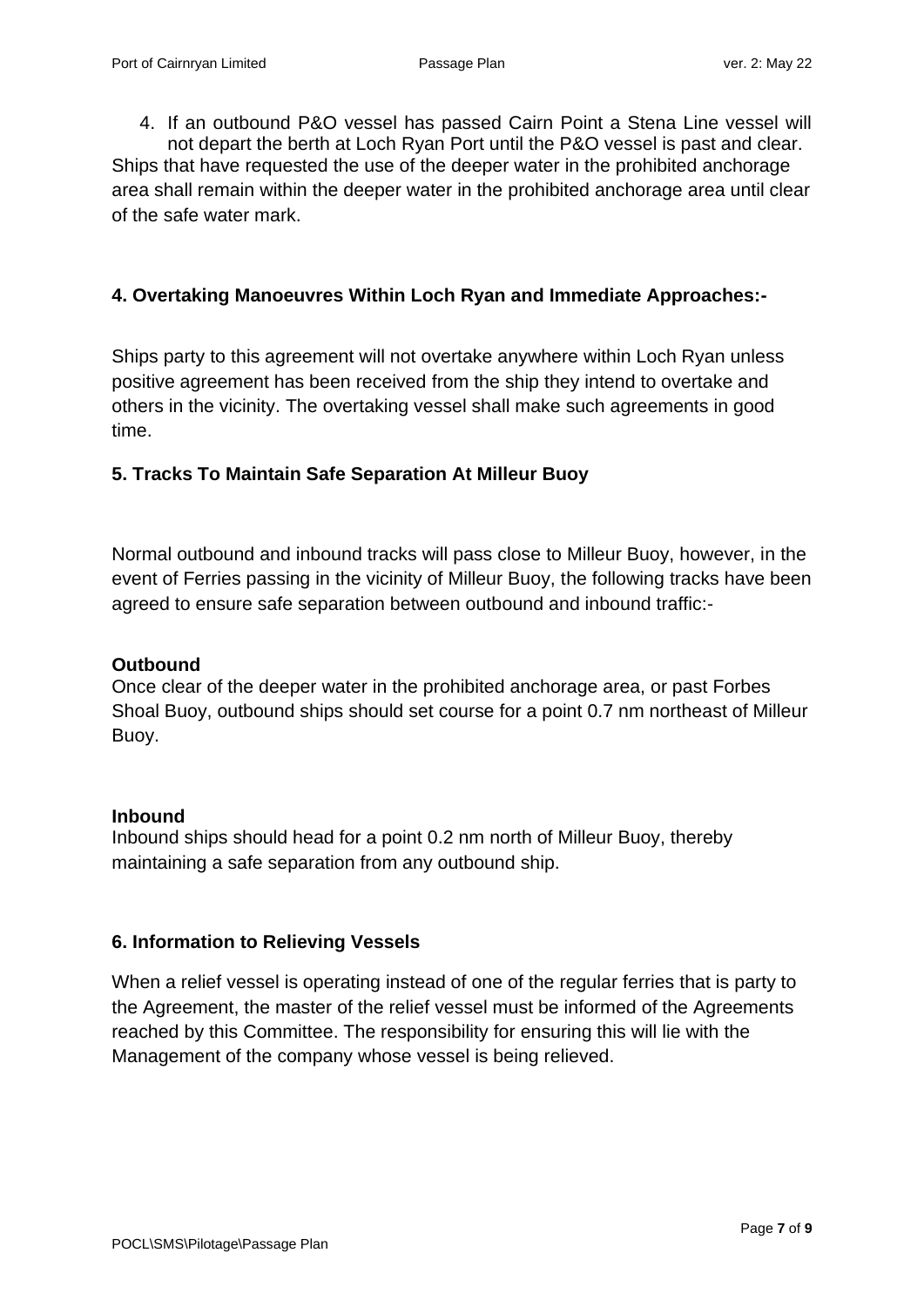4. If an outbound P&O vessel has passed Cairn Point a Stena Line vessel will not depart the berth at Loch Ryan Port until the P&O vessel is past and clear.

Ships that have requested the use of the deeper water in the prohibited anchorage area shall remain within the deeper water in the prohibited anchorage area until clear of the safe water mark.

## 4. Overtaking Manoeuvres Within Loch Ryan and Immediate Approaches:-

Ships party to this agreement will not overtake anywhere within Loch Ryan unless positive agreement has been received from the ship they intend to overtake and others in the vicinity. The overtaking vessel shall make such agreements in good time.

## 5. Tracks To Maintain Safe Separation At Milleur Buoy

Normal outbound and inbound tracks will pass close to Milleur Buoy, however, in the event of Ferries passing in the vicinity of Milleur Buoy, the following tracks have been agreed to ensure safe separation between outbound and inbound traffic:-

**Outbound**

Once clear of the deeper water in the prohibited anchorage area, or past Forbes Shoal Buoy, outbound ships should set course for a point 0.7 nm northeast of Milleur Buoy.

**Inbound**

Inbound ships should head for a point 0.2 nm north of Milleur Buoy, thereby maintaining a safe separation from any outbound ship.

## 6. Information to Relieving Vessels

When a relief vessel is operating instead of one of the regular ferries that is party to the Agreement, the master of the relief vessel must be informed of the Agreements reached by this Committee. The responsibility for ensuring this will lie with the Management of the company whose vessel is being relieved.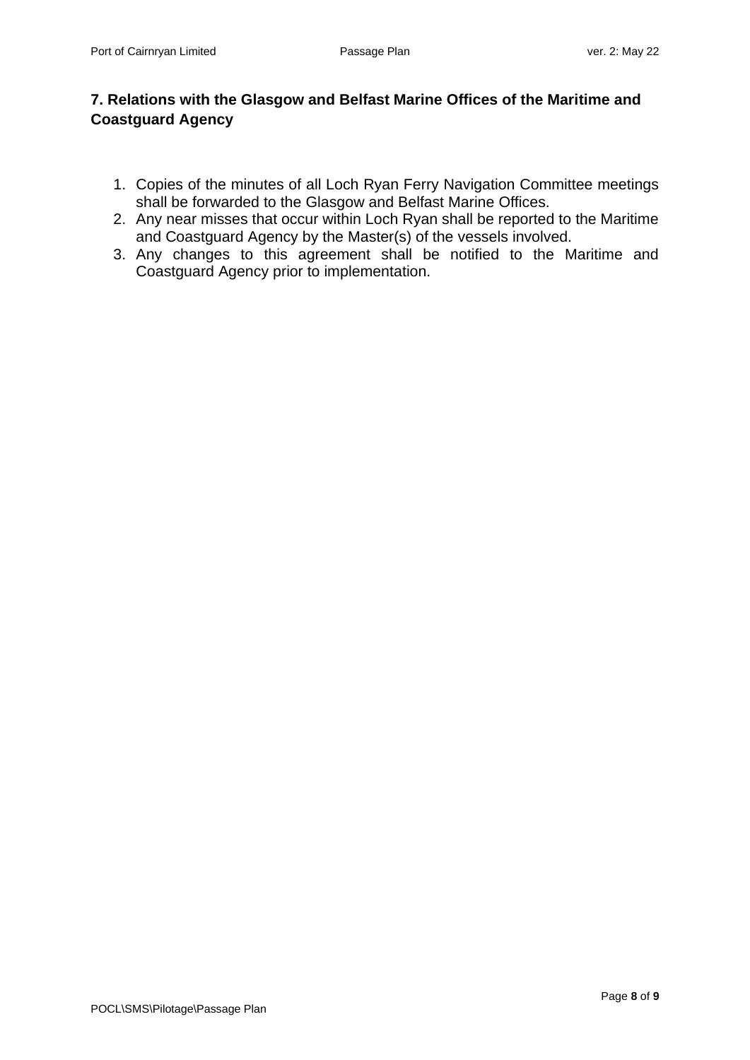## 7. Relations with the Glasgow and Belfast Marine Offices of the Maritime and Coastguard Agency

1. Copies of the minutes of all Loch Ryan Ferry Navigation Committee meetings shall be forwarded to the Glasgow and Belfast Marine Offices.
2. Any near misses that occur within Loch Ryan shall be reported to the Maritime and Coastguard Agency by the Master(s) of the vessels involved.
3. Any changes to this agreement shall be notified to the Maritime and Coastguard Agency prior to implementation.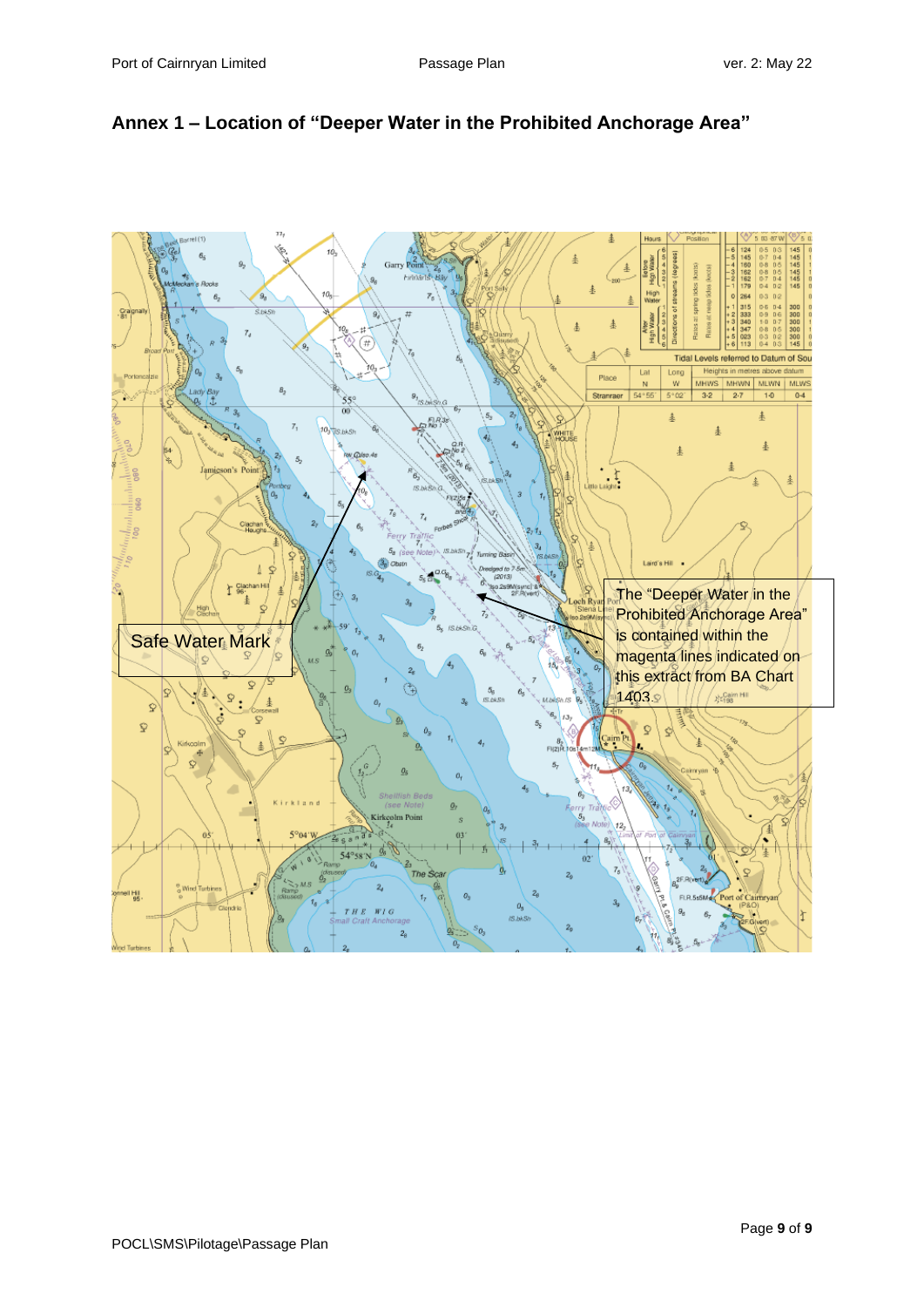## Annex 1 – Location of "Deeper Water in the Prohibited Anchorage Area"

Safe Water Mark

The "Deeper Water in the Prohibited Anchorage Area" is contained within the magenta lines indicated on this extract from BA Chart 1403.